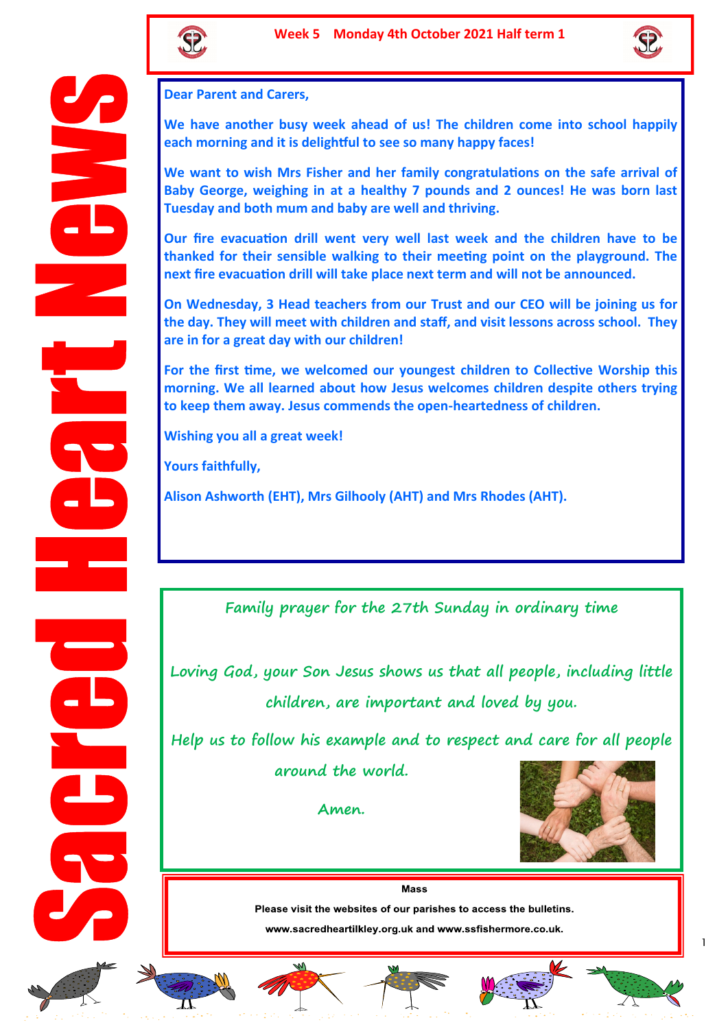# Sacred Heart News

**Week 5 Monday 4th October 2021 Half term 1**

**Dear Parent and Carers,**

**We have another busy week ahead of us! The children come into school happily each morning and it is delightful to see so many happy faces!**

**We want to wish Mrs Fisher and her family congratulations on the safe arrival of Baby George, weighing in at a healthy 7 pounds and 2 ounces! He was born last Tuesday and both mum and baby are well and thriving.**

**Our fire evacuation drill went very well last week and the children have to be thanked for their sensible walking to their meeting point on the playground. The next fire evacuation drill will take place next term and will not be announced.**

**On Wednesday, 3 Head teachers from our Trust and our CEO will be joining us for the day. They will meet with children and staff, and visit lessons across school. They are in for a great day with our children!**

**For the first time, we welcomed our youngest children to Collective Worship this morning. We all learned about how Jesus welcomes children despite others trying to keep them away. Jesus commends the open-heartedness of children.**

**Wishing you all a great week!**

**Yours faithfully,**

**Alison Ashworth (EHT), Mrs Gilhooly (AHT) and Mrs Rhodes (AHT).**

## Family prayer for the 27th Sunday in ordinary time

*Loving God, your Son Jesus shows us that all people, including little children, are important and loved by you.*

*Help us to follow his example and to respect and care for all people around the world.*

*Amen.*

**Mass**

**Please visit the websites of our parishes to access the bulletins.**

**www.sacredheartilkley.org.uk and www.ssfishermore.co.uk.**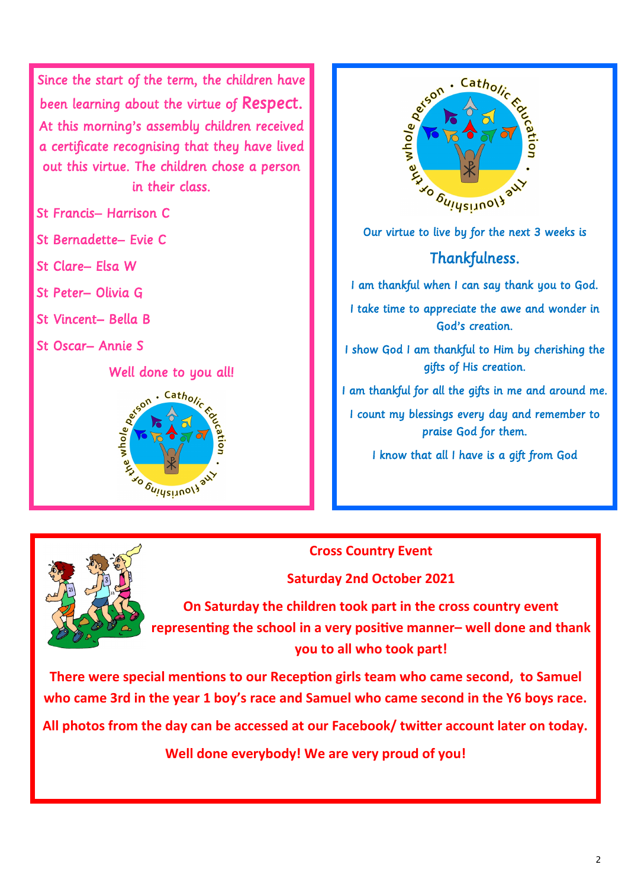Since the start of the term, the children have been learning about the virtue of **Respect.** At this morning's assembly children received a certificate recognising that they have lived out this virtue. The children chose a person in their class.

St Francis– Harrison C

St Bernadette– Evie C

St Clare– Elsa W

St Peter– Olivia G

St Vincent– Bella B

St Oscar– Annie S

Well done to you all!

Our virtue to live by for the next 3 weeks is

## Thankfulness.

I am thankful when I can say thank you to God.

I take time to appreciate the awe and wonder in God's creation.

I show God I am thankful to Him by cherishing the gifts of His creation.

I am thankful for all the gifts in me and around me.

I count my blessings every day and remember to praise God for them.

I know that all I have is a gift from God

## Cross Country Event

**Saturday 2nd October 2021**

**On Saturday the children took part in the cross country event representing the school in a very positive manner– well done and thank you to all who took part!**

**There were special mentions to our Reception girls team who came second, to Samuel who came 3rd in the year 1 boy's race and Samuel who came second in the Y6 boys race.**

**All photos from the day can be accessed at our Facebook/ twitter account later on today.**

**Well done everybody! We are very proud of you!**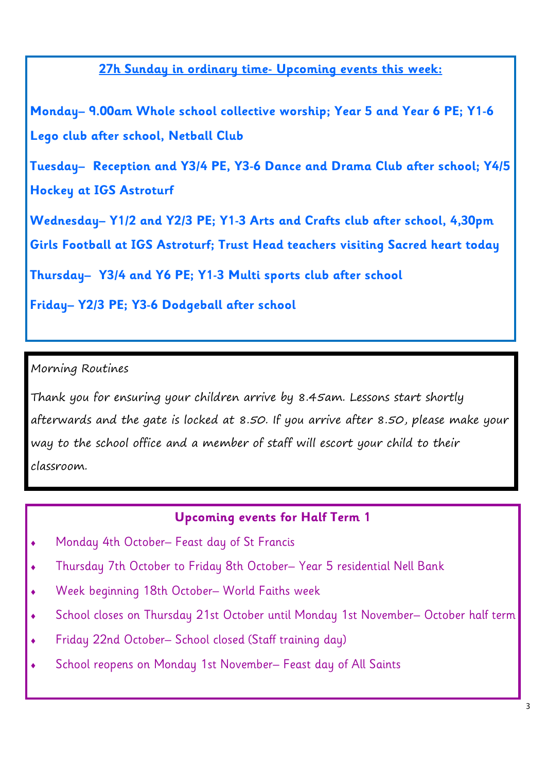## 27h Sunday in ordinary time- Upcoming events this week:

**Monday– 9.00am Whole school collective worship; Year 5 and Year 6 PE; Y1-6 Lego club after school, Netball Club**

**Tuesday– Reception and Y3/4 PE, Y3-6 Dance and Drama Club after school; Y4/5 Hockey at IGS Astroturf**

**Wednesday– Y1/2 and Y2/3 PE; Y1-3 Arts and Crafts club after school, 4,30pm Girls Football at IGS Astroturf; Trust Head teachers visiting Sacred heart today**

**Thursday– Y3/4 and Y6 PE; Y1-3 Multi sports club after school**

**Friday– Y2/3 PE; Y3-6 Dodgeball after school**

Morning Routines

Thank you for ensuring your children arrive by 8.45am. Lessons start shortly afterwards and the gate is locked at 8.50. If you arrive after 8.50, please make your way to the school office and a member of staff will escort your child to their classroom.

### Upcoming events for Half Term 1

- Monday 4th October– Feast day of St Francis
- Thursday 7th October to Friday 8th October– Year 5 residential Nell Bank
- Week beginning 18th October– World Faiths week
- School closes on Thursday 21st October until Monday 1st November– October half term
- Friday 22nd October– School closed (Staff training day)
- School reopens on Monday 1st November– Feast day of All Saints